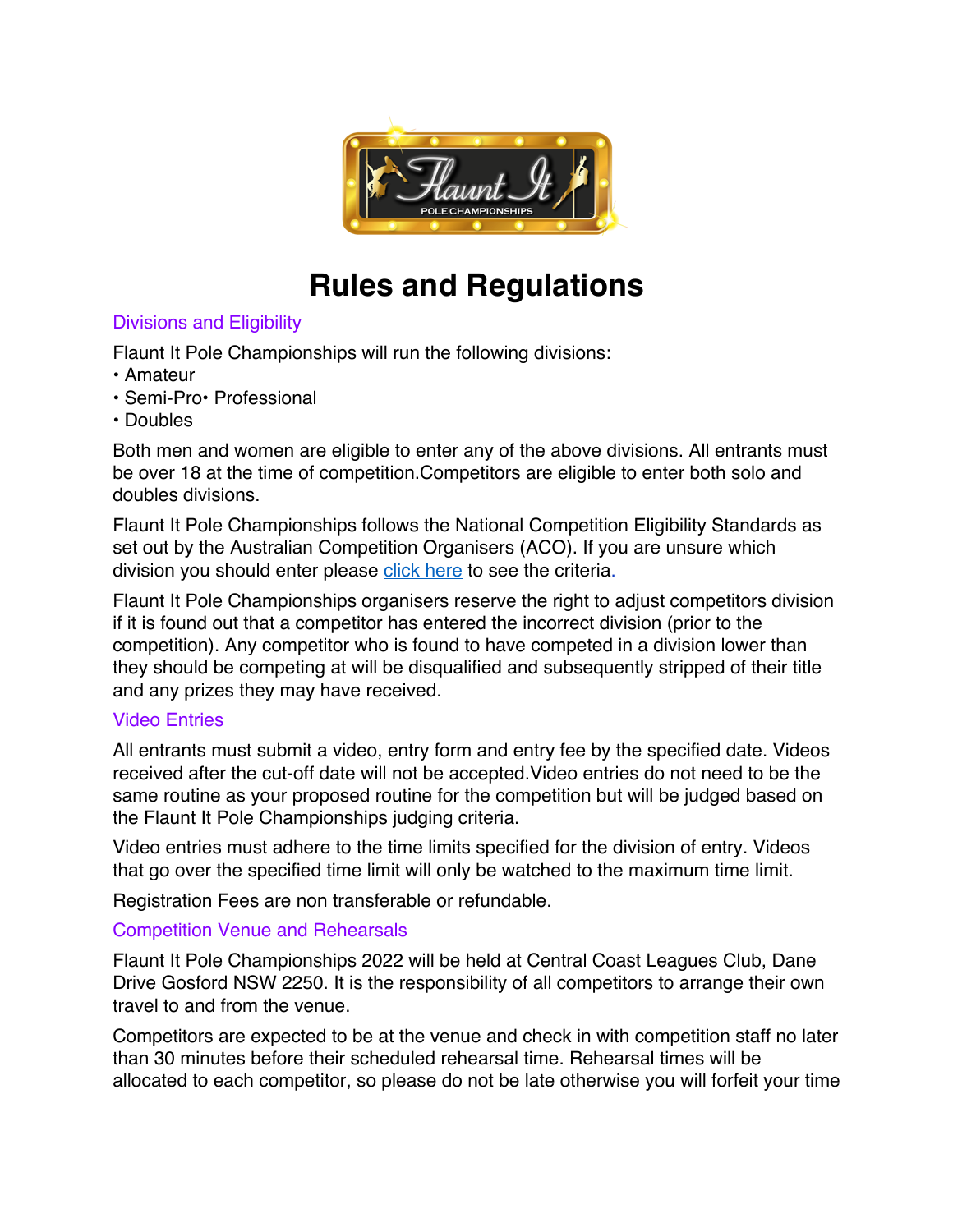# Rules and Regulations

## Divisions and Eligibility

Flaunt It Pole Championships will run the following divisions:

- Amateur
- Semi-Pro• Professional
- Doubles

Both men and women are eligible to enter any of the above divisions. All entrants must be over 18 at the time of competition.Competitors are eligible to enter both solo and doubles divisions.

Flaunt It Pole Championships follows the National Competition Eligibility Standards as set out by the Australian Competition Organisers (ACO). If you are unsure which division you should enter please click here to see the criteria.

Flaunt It Pole Championships organisers reserve the right to adjust competitors division if it is found out that a competitor has entered the incorrect division (prior to the competition). Any competitor who is found to have competed in a division lower than they should be competing at will be disqualified and subsequently stripped of their title and any prizes they may have received.

## Video Entries

All entrants must submit a video, entry form and entry fee by the specified date. Videos received after the cut-off date will not be accepted.Video entries do not need to be the same routine as your proposed routine for the competition but will be judged based on the Flaunt It Pole Championships judging criteria.

Video entries must adhere to the time limits specified for the division of entry. Videos that go over the specified time limit will only be watched to the maximum time limit.

Registration Fees are non transferable or refundable.

## Competition Venue and Rehearsals

Flaunt It Pole Championships 2022 will be held at Central Coast Leagues Club, Dane Drive Gosford NSW 2250. It is the responsibility of all competitors to arrange their own travel to and from the venue.

Competitors are expected to be at the venue and check in with competition staff no later than 30 minutes before their scheduled rehearsal time. Rehearsal times will be allocated to each competitor, so please do not be late otherwise you will forfeit your time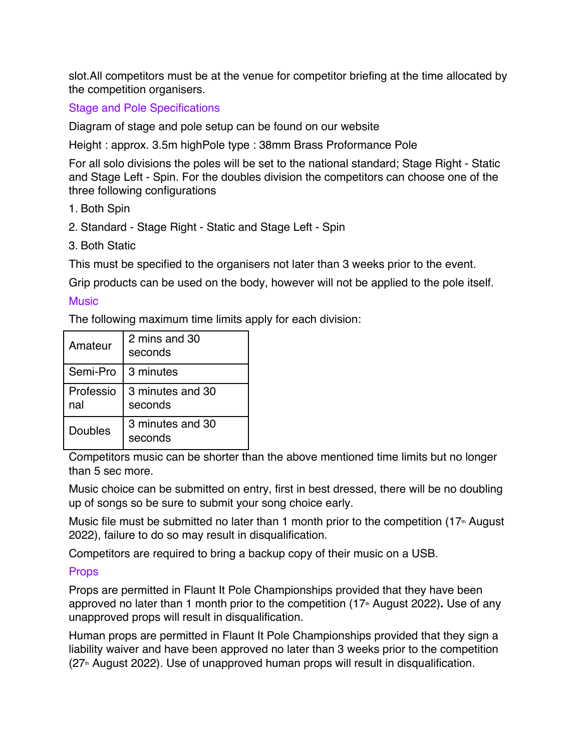slot.All competitors must be at the venue for competitor briefing at the time allocated by the competition organisers.

## Stage and Pole Specifications

Diagram of stage and pole setup can be found on our website

Height : approx. 3.5m highPole type : 38mm Brass Proformance Pole

For all solo divisions the poles will be set to the national standard; Stage Right - Static and Stage Left - Spin. For the doubles division the competitors can choose one of the three following configurations

1. Both Spin
2. Standard - Stage Right - Static and Stage Left - Spin
3. Both Static

This must be specified to the organisers not later than 3 weeks prior to the event.

Grip products can be used on the body, however will not be applied to the pole itself.

## Music

The following maximum time limits apply for each division:

| Amateur | 2 mins and 30 seconds |
|---|---|
| Semi-Pro | 3 minutes |
| Professional | 3 minutes and 30 seconds |
| Doubles | 3 minutes and 30 seconds |

Competitors music can be shorter than the above mentioned time limits but no longer than 5 sec more.

Music choice can be submitted on entry, first in best dressed, there will be no doubling up of songs so be sure to submit your song choice early.

Music file must be submitted no later than 1 month prior to the competition (17th August 2022), failure to do so may result in disqualification.

Competitors are required to bring a backup copy of their music on a USB.

## Props

Props are permitted in Flaunt It Pole Championships provided that they have been approved no later than 1 month prior to the competition (17th August 2022)**.** Use of any unapproved props will result in disqualification.

Human props are permitted in Flaunt It Pole Championships provided that they sign a liability waiver and have been approved no later than 3 weeks prior to the competition (27th August 2022). Use of unapproved human props will result in disqualification.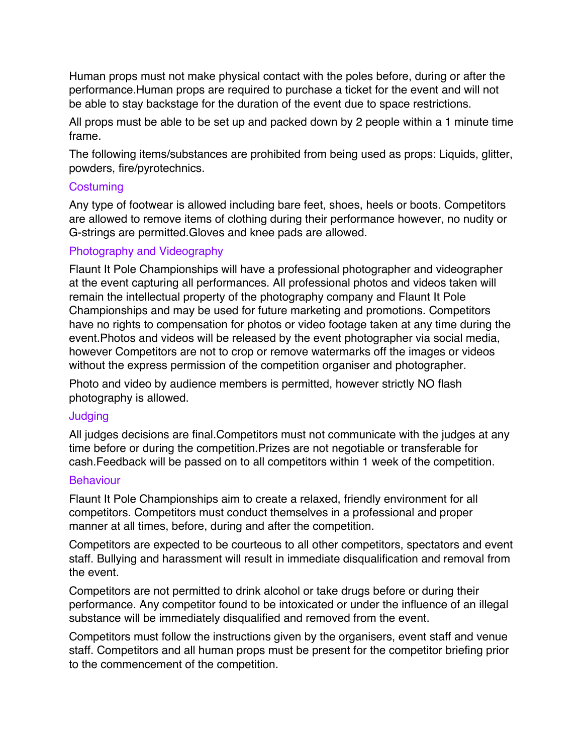Human props must not make physical contact with the poles before, during or after the performance.Human props are required to purchase a ticket for the event and will not be able to stay backstage for the duration of the event due to space restrictions.

All props must be able to be set up and packed down by 2 people within a 1 minute time frame.

The following items/substances are prohibited from being used as props: Liquids, glitter, powders, fire/pyrotechnics.

## Costuming

Any type of footwear is allowed including bare feet, shoes, heels or boots. Competitors are allowed to remove items of clothing during their performance however, no nudity or G-strings are permitted.Gloves and knee pads are allowed.

## Photography and Videography

Flaunt It Pole Championships will have a professional photographer and videographer at the event capturing all performances. All professional photos and videos taken will remain the intellectual property of the photography company and Flaunt It Pole Championships and may be used for future marketing and promotions. Competitors have no rights to compensation for photos or video footage taken at any time during the event.Photos and videos will be released by the event photographer via social media, however Competitors are not to crop or remove watermarks off the images or videos without the express permission of the competition organiser and photographer.

Photo and video by audience members is permitted, however strictly NO flash photography is allowed.

## Judging

All judges decisions are final.Competitors must not communicate with the judges at any time before or during the competition.Prizes are not negotiable or transferable for cash.Feedback will be passed on to all competitors within 1 week of the competition.

## Behaviour

Flaunt It Pole Championships aim to create a relaxed, friendly environment for all competitors. Competitors must conduct themselves in a professional and proper manner at all times, before, during and after the competition.

Competitors are expected to be courteous to all other competitors, spectators and event staff. Bullying and harassment will result in immediate disqualification and removal from the event.

Competitors are not permitted to drink alcohol or take drugs before or during their performance. Any competitor found to be intoxicated or under the influence of an illegal substance will be immediately disqualified and removed from the event.

Competitors must follow the instructions given by the organisers, event staff and venue staff. Competitors and all human props must be present for the competitor briefing prior to the commencement of the competition.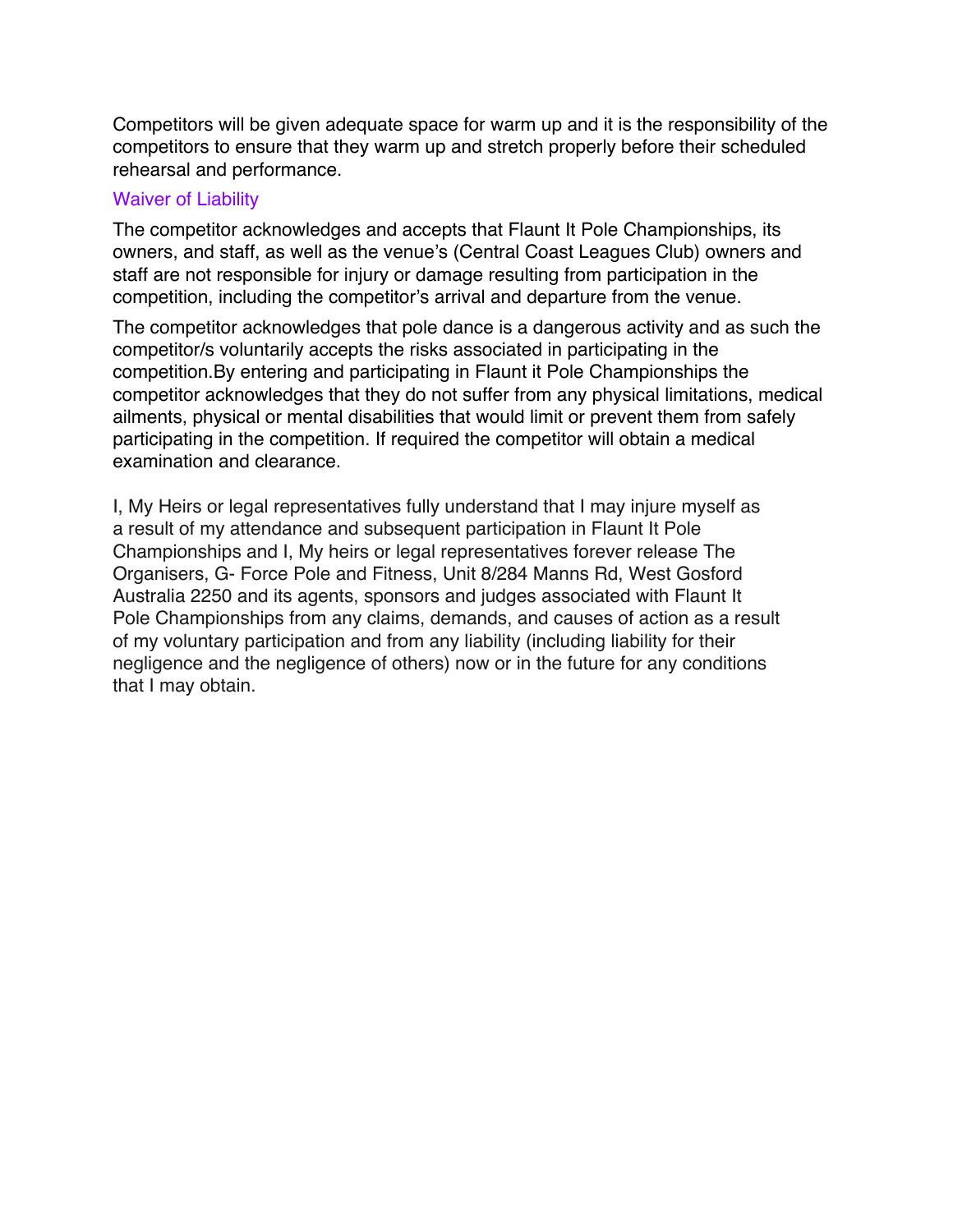Competitors will be given adequate space for warm up and it is the responsibility of the competitors to ensure that they warm up and stretch properly before their scheduled rehearsal and performance.

## Waiver of Liability

The competitor acknowledges and accepts that Flaunt It Pole Championships, its owners, and staff, as well as the venue's (Central Coast Leagues Club) owners and staff are not responsible for injury or damage resulting from participation in the competition, including the competitor's arrival and departure from the venue.

The competitor acknowledges that pole dance is a dangerous activity and as such the competitor/s voluntarily accepts the risks associated in participating in the competition.By entering and participating in Flaunt it Pole Championships the competitor acknowledges that they do not suffer from any physical limitations, medical ailments, physical or mental disabilities that would limit or prevent them from safely participating in the competition. If required the competitor will obtain a medical examination and clearance.

I, My Heirs or legal representatives fully understand that I may injure myself as a result of my attendance and subsequent participation in Flaunt It Pole Championships and I, My heirs or legal representatives forever release The Organisers, G- Force Pole and Fitness, Unit 8/284 Manns Rd, West Gosford Australia 2250 and its agents, sponsors and judges associated with Flaunt It Pole Championships from any claims, demands, and causes of action as a result of my voluntary participation and from any liability (including liability for their negligence and the negligence of others) now or in the future for any conditions that I may obtain.